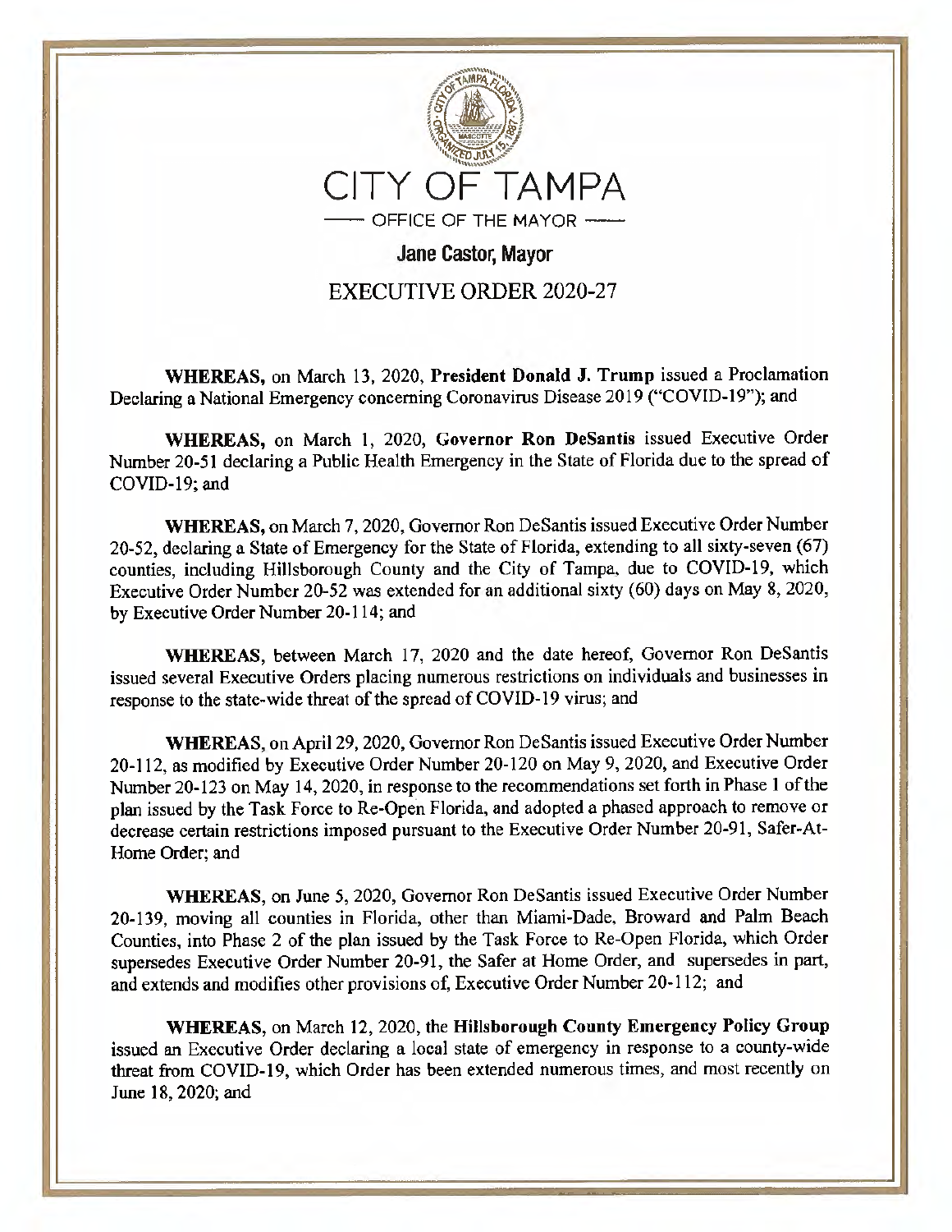# CITY OF TAMPA

OFFICE OF THE MAYOR

**Jane Castor, Mayor**

## EXECUTIVE ORDER 2020-27

**WHEREAS,** on March 13, 2020, **President Donald J. Trump** issued a Proclamation Declaring a National Emergency concerning Coronavirus Disease 2019 ("COVID-19"); and

**WHEREAS,** on March 1, 2020, **Governor Ron DeSantis** issued Executive Order Number 20-51 declaring a Public Health Emergency in the State of Florida due to the spread of COVID-19; and

**WHEREAS,** on March 7, 2020, Governor Ron DeSantis issued Executive Order Number 20-52, declaring a State of Emergency for the State of Florida, extending to all sixty-seven (67) counties, including Hillsborough County and the City of Tampa, due to COVID-19, which Executive Order Number 20-52 was extended for an additional sixty (60) days on May 8, 2020, by Executive Order Number 20-114; and

**WHEREAS**, between March 17, 2020 and the date hereof, Governor Ron DeSantis issued several Executive Orders placing numerous restrictions on individuals and businesses in response to the state-wide threat of the spread of COVID-19 virus; and

**WHEREAS**, on April 29, 2020, Governor Ron DeSantis issued Executive Order Number 20-112, as modified by Executive Order Number 20-120 on May 9, 2020, and Executive Order Number 20-123 on May 14, 2020, in response to the recommendations set forth in Phase 1 of the plan issued by the Task Force to Re-Open Florida, and adopted a phased approach to remove or decrease certain restrictions imposed pursuant to the Executive Order Number 20-91, Safer-At-Home Order; and

**WHEREAS**, on June 5, 2020, Governor Ron DeSantis issued Executive Order Number 20-139, moving all counties in Florida, other than Miami-Dade, Broward and Palm Beach Counties, into Phase 2 of the plan issued by the Task Force to Re-Open Florida, which Order supersedes Executive Order Number 20-91, the Safer at Home Order, and supersedes in part, and extends and modifies other provisions of, Executive Order Number 20-112; and

**WHEREAS**, on March 12, 2020, the **Hillsborough County Emergency Policy Group** issued an Executive Order declaring a local state of emergency in response to a county-wide threat from COVID-19, which Order has been extended numerous times, and most recently on June 18, 2020; and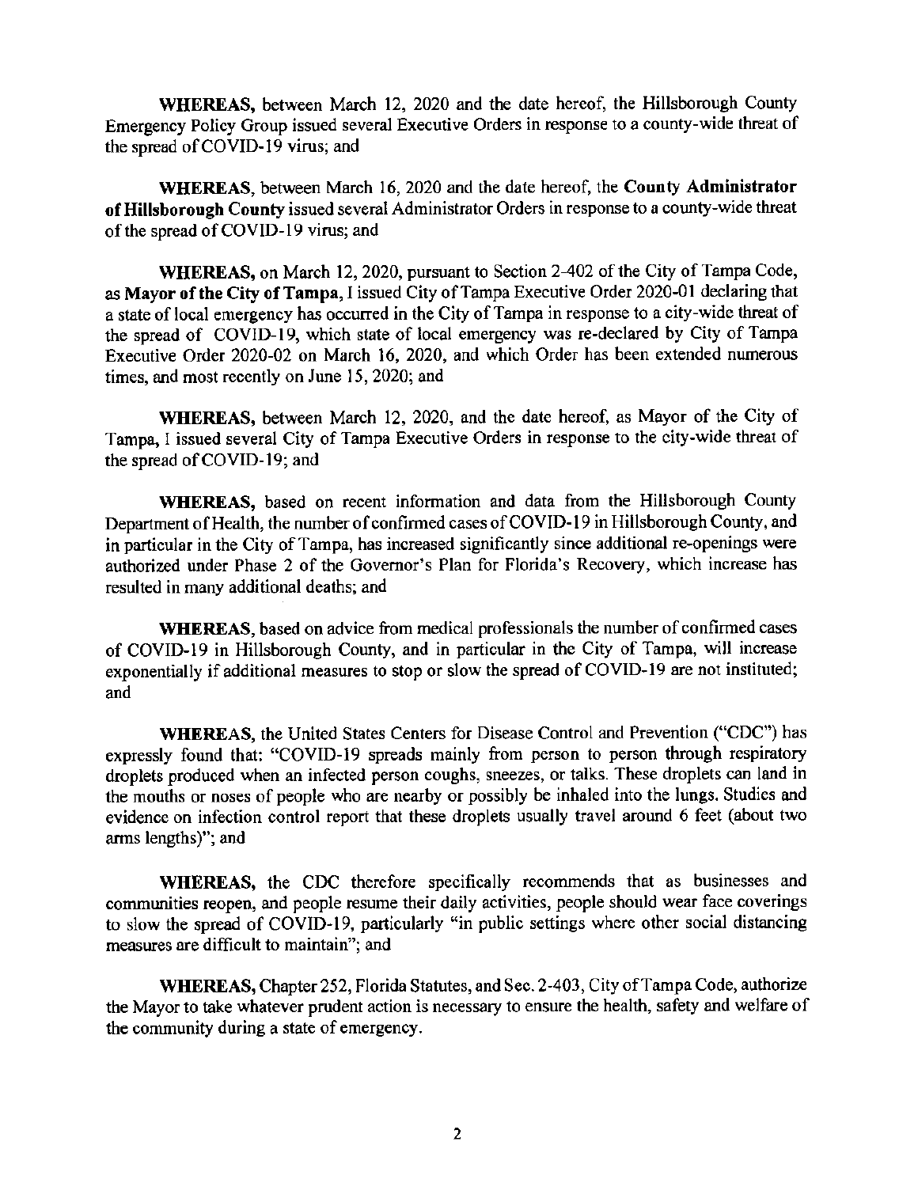**WHEREAS,** between March 12, 2020 and the date hereof, the Hillsborough County Emergency Policy Group issued several Executive Orders in response to a county-wide threat of the spread of COVID-19 virus; and

**WHEREAS**, between March 16, 2020 and the date hereof, the **County Administrator of Hillsborough County** issued several Administrator Orders in response to a county-wide threat of the spread of COVID-19 virus; and

**WHEREAS,** on March 12, 2020, pursuant to Section 2-402 of the City of Tampa Code, as **Mayor of the City of Tampa,** I issued City of Tampa Executive Order 2020-01 declaring that a state of local emergency has occurred in the City of Tampa in response to a city-wide threat of the spread of COVID-19, which state of local emergency was re-declared by City of Tampa Executive Order 2020-02 on March 16, 2020, and which Order has been extended numerous times, and most recently on June 15, 2020; and

**WHEREAS,** between March 12, 2020, and the date hereof, as Mayor of the City of Tampa, I issued several City of Tampa Executive Orders in response to the city-wide threat of the spread of COVID-19; and

**WHEREAS,** based on recent information and data from the Hillsborough County Department of Health, the number of confirmed cases of COVID-19 in Hillsborough County, and in particular in the City of Tampa, has increased significantly since additional re-openings were authorized under Phase 2 of the Governor's Plan for Florida's Recovery, which increase has resulted in many additional deaths; and

**WHEREAS**, based on advice from medical professionals the number of confirmed cases of COVID-19 in Hillsborough County, and in particular in the City of Tampa, will increase exponentially if additional measures to stop or slow the spread of COVID-19 are not instituted; and

**WHEREAS**, the United States Centers for Disease Control and Prevention ("CDC") has expressly found that: "COVID-19 spreads mainly from person to person through respiratory droplets produced when an infected person coughs, sneezes, or talks. These droplets can land in the mouths or noses of people who are nearby or possibly be inhaled into the lungs. Studies and evidence on infection control report that these droplets usually travel around 6 feet (about two arms lengths)"; and

**WHEREAS,** the CDC therefore specifically recommends that as businesses and communities reopen, and people resume their daily activities, people should wear face coverings to slow the spread of COVID-19, particularly "in public settings where other social distancing measures are difficult to maintain"; and

**WHEREAS,** Chapter 252, Florida Statutes, and Sec. 2-403, City of Tampa Code, authorize the Mayor to take whatever prudent action is necessary to ensure the health, safety and welfare of the community during a state of emergency.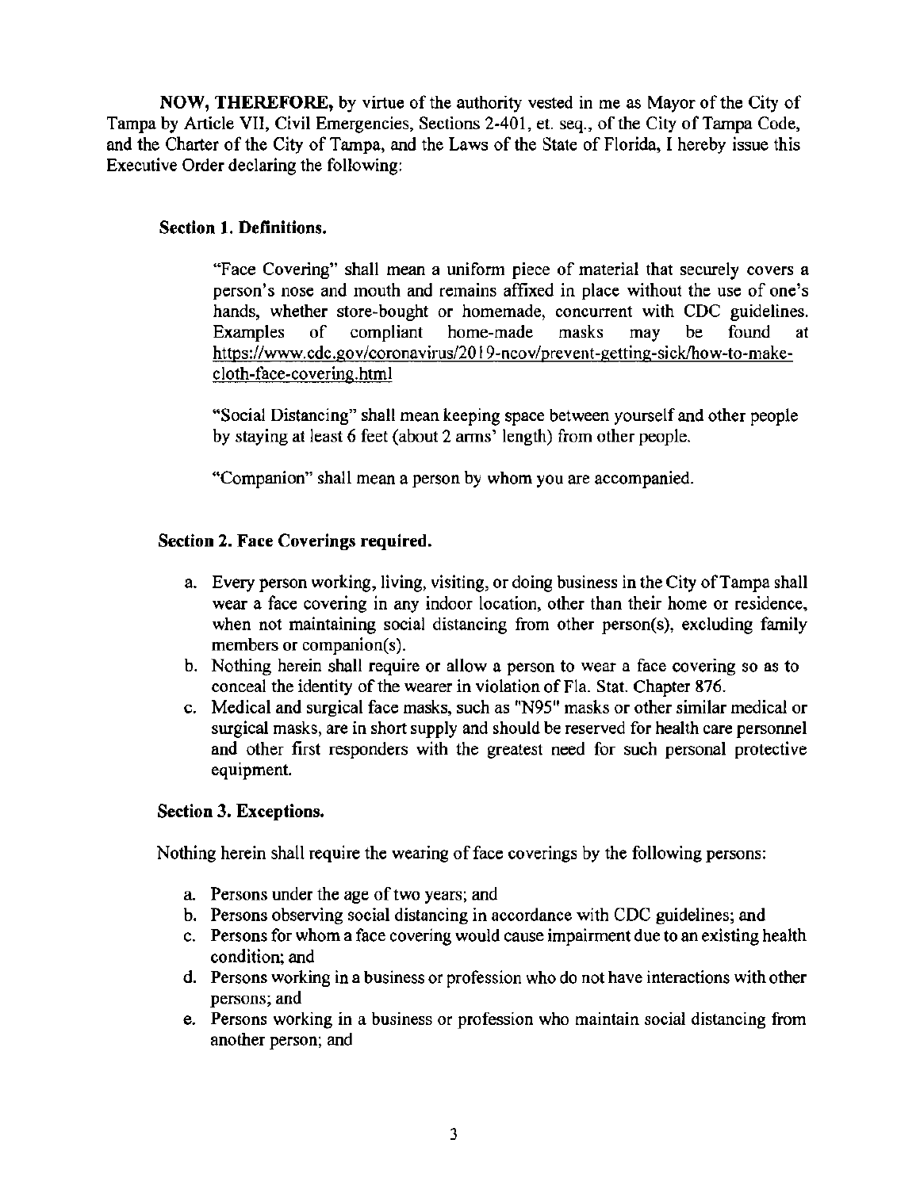**NOW, THEREFORE,** by virtue of the authority vested in me as Mayor of the City of Tampa by Article VII, Civil Emergencies, Sections 2-401, et. seq., of the City of Tampa Code, and the Charter of the City of Tampa, and the Laws of the State of Florida, I hereby issue this Executive Order declaring the following:

**Section 1. Definitions.**

"Face Covering" shall mean a uniform piece of material that securely covers a person's nose and mouth and remains affixed in place without the use of one's hands, whether store-bought or homemade, concurrent with CDC guidelines. Examples of compliant home-made masks may be found at https://www.cdc.gov/coronavirus/2019-ncov/prevent-getting-sick/how-to-make-cloth-face-covering.html

"Social Distancing" shall mean keeping space between yourself and other people by staying at least 6 feet (about 2 arms' length) from other people.

"Companion" shall mean a person by whom you are accompanied.

**Section 2. Face Coverings required.**

a. Every person working, living, visiting, or doing business in the City of Tampa shall wear a face covering in any indoor location, other than their home or residence, when not maintaining social distancing from other person(s), excluding family members or companion(s).
b. Nothing herein shall require or allow a person to wear a face covering so as to conceal the identity of the wearer in violation of Fla. Stat. Chapter 876.
c. Medical and surgical face masks, such as "N95" masks or other similar medical or surgical masks, are in short supply and should be reserved for health care personnel and other first responders with the greatest need for such personal protective equipment.

**Section 3. Exceptions.**

Nothing herein shall require the wearing of face coverings by the following persons:

a. Persons under the age of two years; and
b. Persons observing social distancing in accordance with CDC guidelines; and
c. Persons for whom a face covering would cause impairment due to an existing health condition; and
d. Persons working in a business or profession who do not have interactions with other persons; and
e. Persons working in a business or profession who maintain social distancing from another person; and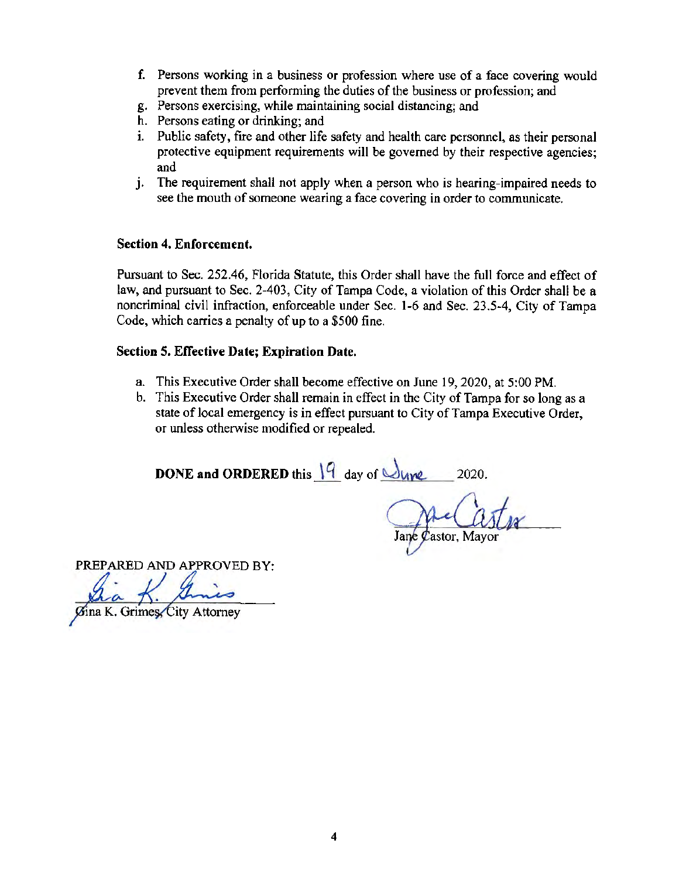f. Persons working in a business or profession where use of a face covering would prevent them from performing the duties of the business or profession; and
g. Persons exercising, while maintaining social distancing; and
h. Persons eating or drinking; and
i. Public safety, fire and other life safety and health care personnel, as their personal protective equipment requirements will be governed by their respective agencies; and
j. The requirement shall not apply when a person who is hearing-impaired needs to see the mouth of someone wearing a face covering in order to communicate.

**Section 4. Enforcement.**

Pursuant to Sec. 252.46, Florida Statute, this Order shall have the full force and effect of law, and pursuant to Sec. 2-403, City of Tampa Code, a violation of this Order shall be a noncriminal civil infraction, enforceable under Sec. 1-6 and Sec. 23.5-4, City of Tampa Code, which carries a penalty of up to a $500 fine.

**Section 5. Effective Date; Expiration Date.**

a. This Executive Order shall become effective on June 19, 2020, at 5:00 PM.
b. This Executive Order shall remain in effect in the City of Tampa for so long as a state of local emergency is in effect pursuant to City of Tampa Executive Order, or unless otherwise modified or repealed.

**DONE and ORDERED** this 19 day of June 2020.

Jane Castor, Mayor

PREPARED AND APPROVED BY:

Gina K. Grimes, City Attorney